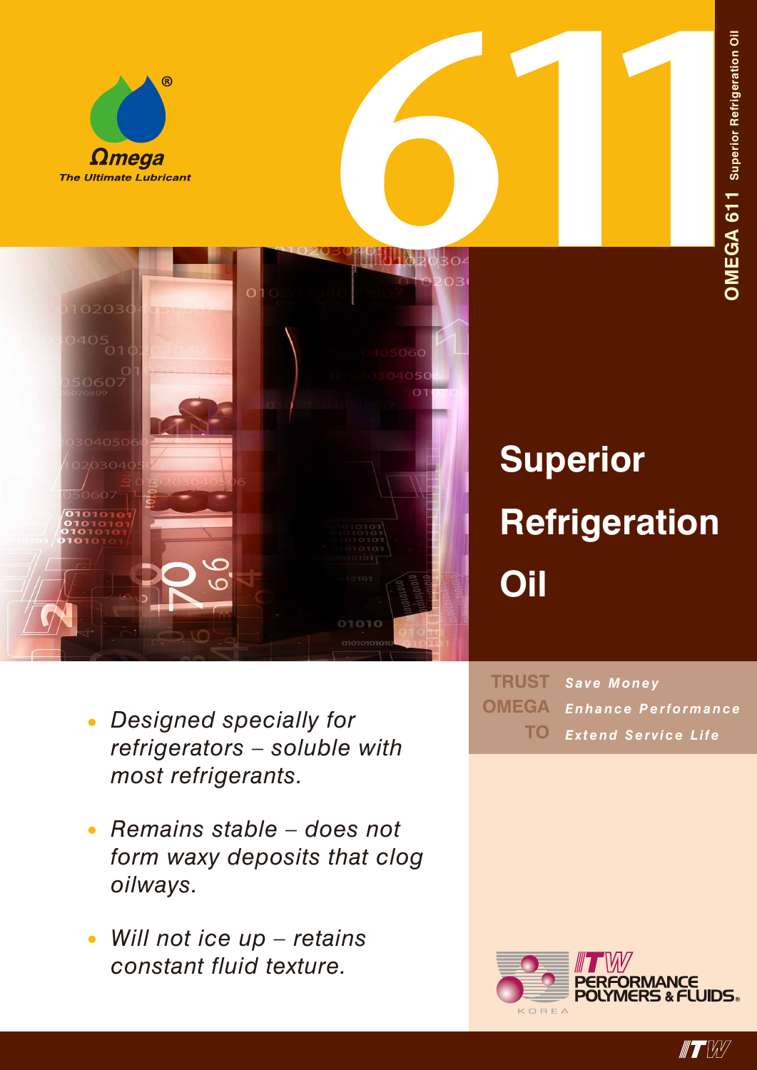Ωmega

*The Ultimate Lubricant*

# 611

**OMEGA 611** Superior Refrigeration Oil

## Superior Refrigeration Oil

- *Designed specially for refrigerators – soluble with most refrigerants.*
- *Remains stable – does not form waxy deposits that clog oilways.*
- *Will not ice up – retains constant fluid texture.*

| | |
|---|---|
| TRUST | ***Save Money*** |
| OMEGA | ***Enhance Performance*** |
| TO | ***Extend Service Life*** |

ITW PERFORMANCE POLYMERS & FLUIDS®

KOREA

ITW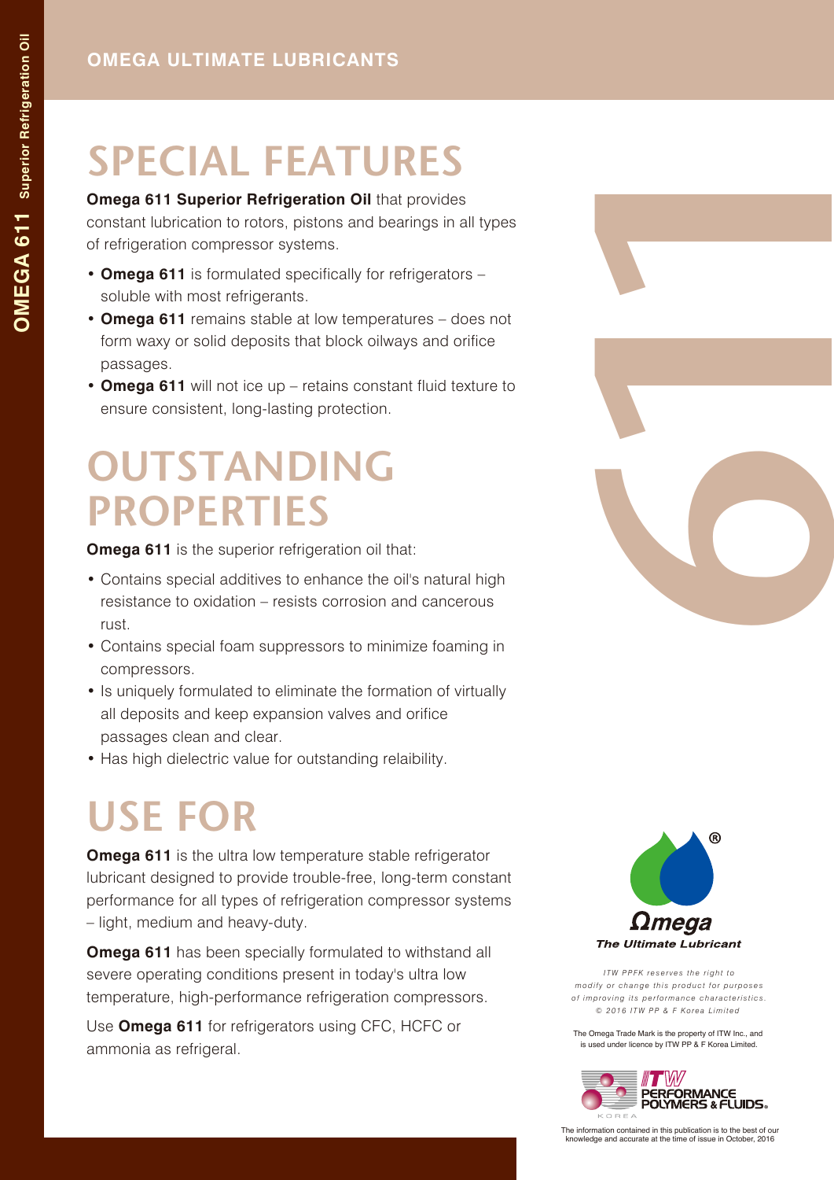OMEGA ULTIMATE LUBRICANTS

# SPECIAL FEATURES

**Omega 611 Superior Refrigeration Oil** that provides constant lubrication to rotors, pistons and bearings in all types of refrigeration compressor systems.

- **Omega 611** is formulated specifically for refrigerators – soluble with most refrigerants.
- **Omega 611** remains stable at low temperatures – does not form waxy or solid deposits that block oilways and orifice passages.
- **Omega 611** will not ice up – retains constant fluid texture to ensure consistent, long-lasting protection.

# OUTSTANDING PROPERTIES

**Omega 611** is the superior refrigeration oil that:

- Contains special additives to enhance the oil's natural high resistance to oxidation – resists corrosion and cancerous rust.
- Contains special foam suppressors to minimize foaming in compressors.
- Is uniquely formulated to eliminate the formation of virtually all deposits and keep expansion valves and orifice passages clean and clear.
- Has high dielectric value for outstanding relaibility.

# USE FOR

**Omega 611** is the ultra low temperature stable refrigerator lubricant designed to provide trouble-free, long-term constant performance for all types of refrigeration compressor systems – light, medium and heavy-duty.

**Omega 611** has been specially formulated to withstand all severe operating conditions present in today's ultra low temperature, high-performance refrigeration compressors.

Use **Omega 611** for refrigerators using CFC, HCFC or ammonia as refrigeral.

Ωmega®
*The Ultimate Lubricant*

*ITW PPFK reserves the right to modify or change this product for purposes of improving its performance characteristics. © 2016 ITW PP & F Korea Limited*

The Omega Trade Mark is the property of ITW Inc., and is used under licence by ITW PP & F Korea Limited.

ITW PERFORMANCE POLYMERS & FLUIDS. KOREA

The information contained in this publication is to the best of our knowledge and accurate at the time of issue in October, 2016